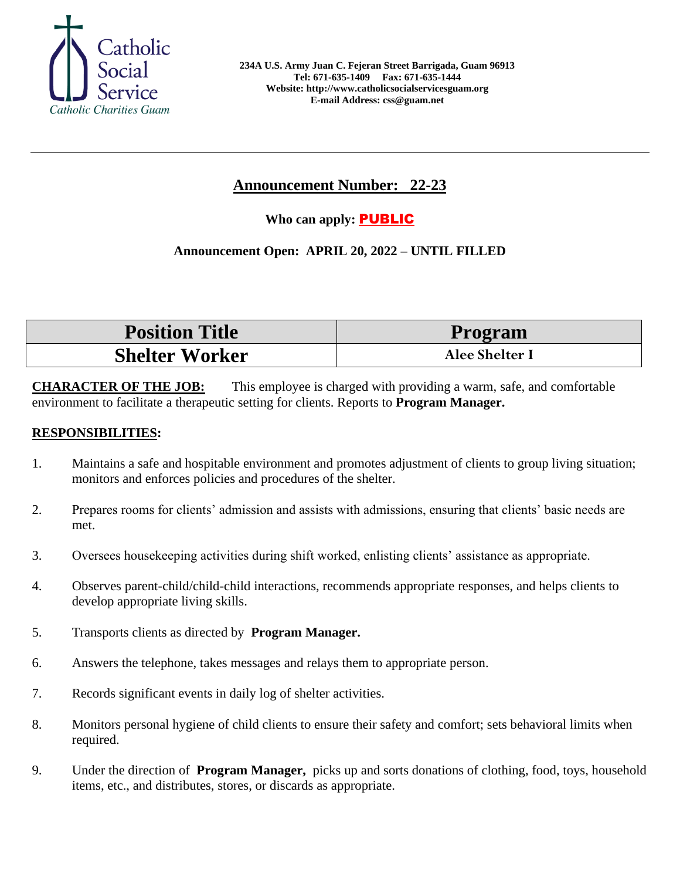Catholic Social Service
*Catholic Charities Guam*

**234A U.S. Army Juan C. Fejeran Street Barrigada, Guam 96913**
**Tel: 671-635-1409 Fax: 671-635-1444**
**Website: http://www.catholicsocialservicesguam.org**
**E-mail Address: css@guam.net**

---

## Announcement Number: 22-23

**Who can apply: PUBLIC**

**Announcement Open: APRIL 20, 2022 – UNTIL FILLED**

| Position Title | Program |
|---|---|
| **Shelter Worker** | **Alee Shelter I** |

**CHARACTER OF THE JOB:** This employee is charged with providing a warm, safe, and comfortable environment to facilitate a therapeutic setting for clients. Reports to **Program Manager.**

**RESPONSIBILITIES:**

1. Maintains a safe and hospitable environment and promotes adjustment of clients to group living situation; monitors and enforces policies and procedures of the shelter.

2. Prepares rooms for clients' admission and assists with admissions, ensuring that clients' basic needs are met.

3. Oversees housekeeping activities during shift worked, enlisting clients' assistance as appropriate.

4. Observes parent-child/child-child interactions, recommends appropriate responses, and helps clients to develop appropriate living skills.

5. Transports clients as directed by **Program Manager.**

6. Answers the telephone, takes messages and relays them to appropriate person.

7. Records significant events in daily log of shelter activities.

8. Monitors personal hygiene of child clients to ensure their safety and comfort; sets behavioral limits when required.

9. Under the direction of **Program Manager,** picks up and sorts donations of clothing, food, toys, household items, etc., and distributes, stores, or discards as appropriate.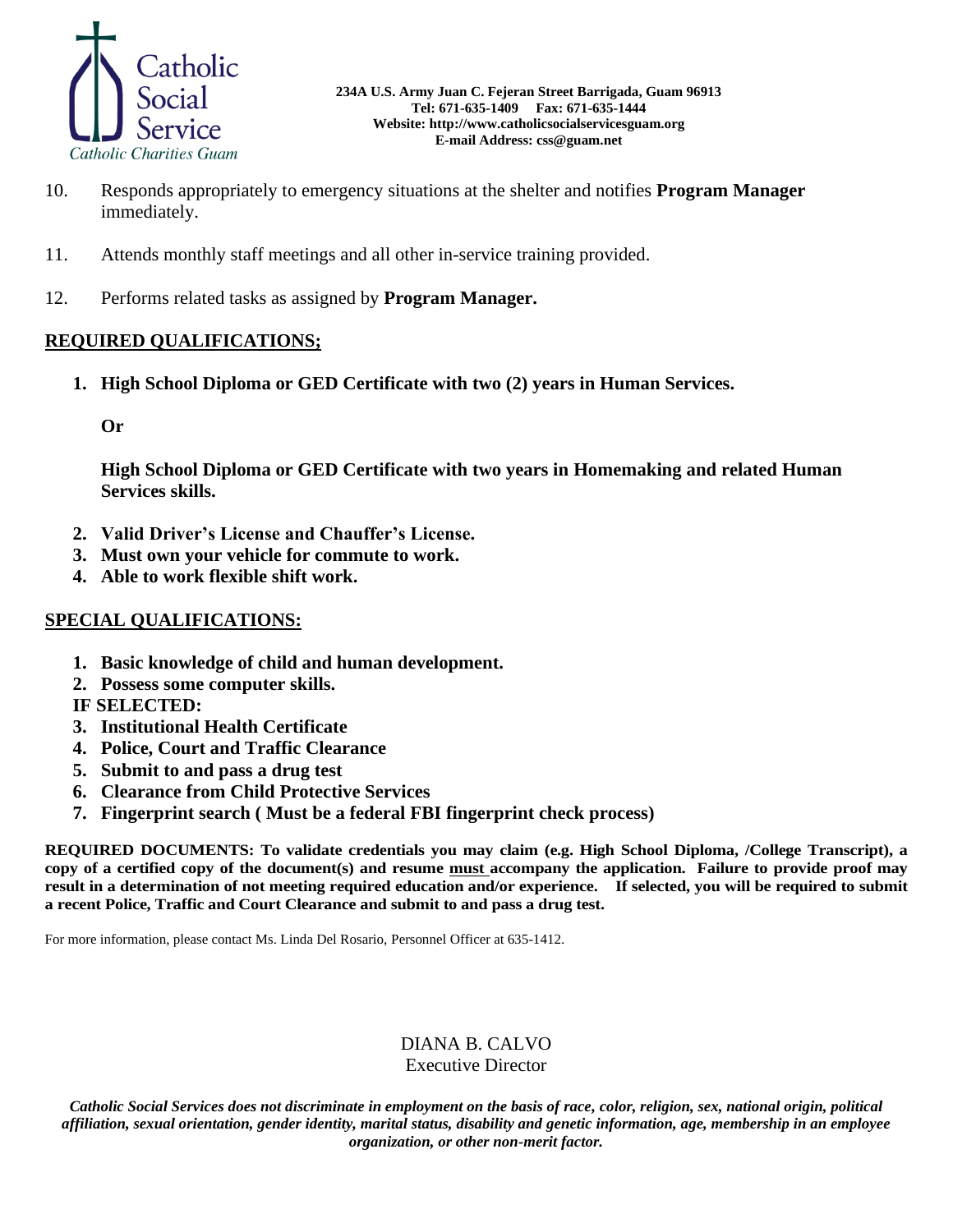234A U.S. Army Juan C. Fejeran Street Barrigada, Guam 96913
Tel: 671-635-1409 Fax: 671-635-1444
Website: http://www.catholicsocialservicesguam.org
E-mail Address: css@guam.net

10. Responds appropriately to emergency situations at the shelter and notifies **Program Manager** immediately.

11. Attends monthly staff meetings and all other in-service training provided.

12. Performs related tasks as assigned by **Program Manager.**

## REQUIRED QUALIFICATIONS;

1. **High School Diploma or GED Certificate with two (2) years in Human Services.**

   **Or**

   **High School Diploma or GED Certificate with two years in Homemaking and related Human Services skills.**

2. **Valid Driver's License and Chauffer's License.**
3. **Must own your vehicle for commute to work.**
4. **Able to work flexible shift work.**

## SPECIAL QUALIFICATIONS:

1. **Basic knowledge of child and human development.**
2. **Possess some computer skills.**

**IF SELECTED:**

3. **Institutional Health Certificate**
4. **Police, Court and Traffic Clearance**
5. **Submit to and pass a drug test**
6. **Clearance from Child Protective Services**
7. **Fingerprint search ( Must be a federal FBI fingerprint check process)**

**REQUIRED DOCUMENTS: To validate credentials you may claim (e.g. High School Diploma, /College Transcript), a copy of a certified copy of the document(s) and resume must accompany the application. Failure to provide proof may result in a determination of not meeting required education and/or experience. If selected, you will be required to submit a recent Police, Traffic and Court Clearance and submit to and pass a drug test.**

For more information, please contact Ms. Linda Del Rosario, Personnel Officer at 635-1412.

DIANA B. CALVO
Executive Director

***Catholic Social Services does not discriminate in employment on the basis of race, color, religion, sex, national origin, political affiliation, sexual orientation, gender identity, marital status, disability and genetic information, age, membership in an employee organization, or other non-merit factor.***